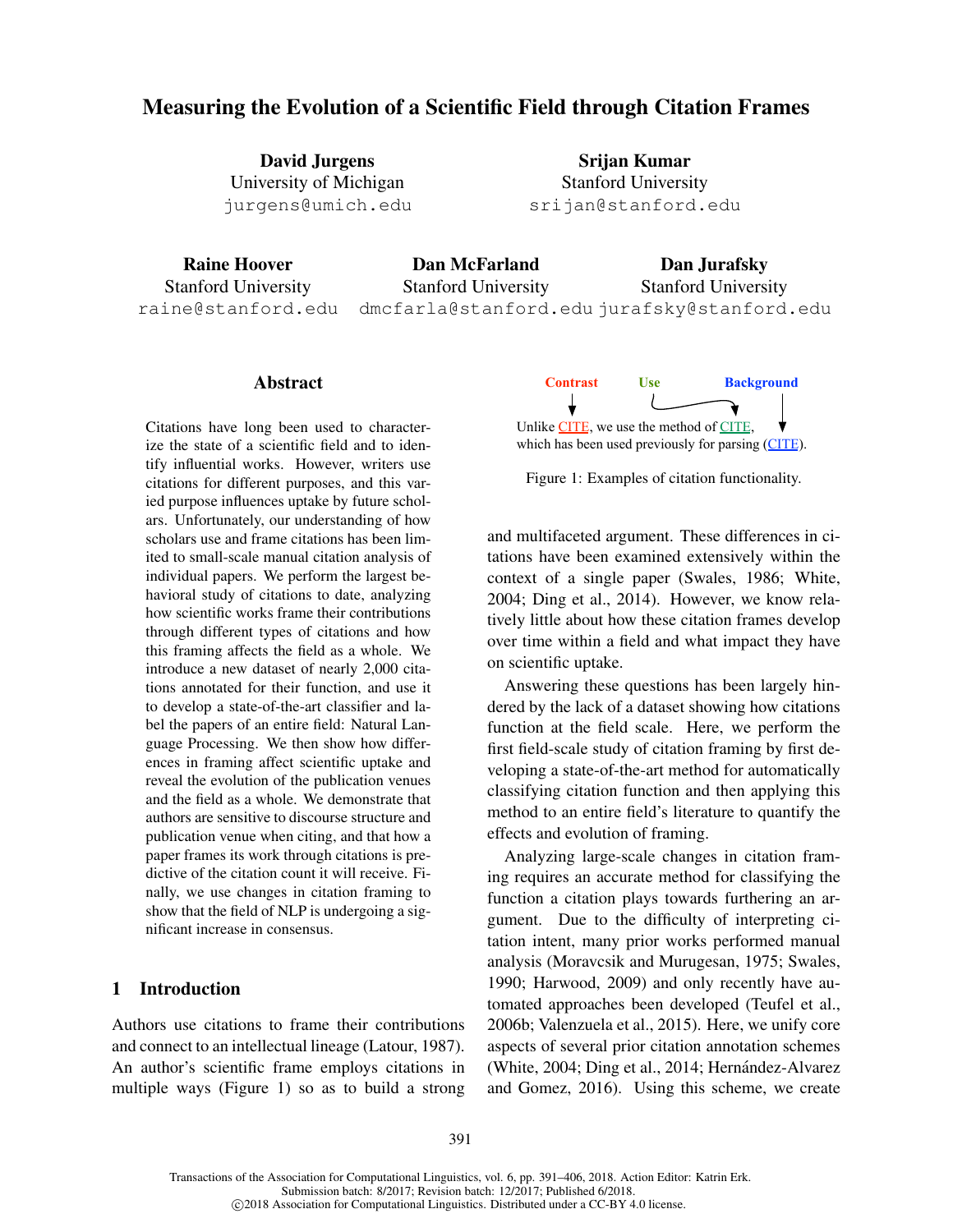# Measuring the Evolution of a Scientific Field through Citation Frames

**David Jurgens**
University of Michigan
jurgens@umich.edu

**Srijan Kumar**
Stanford University
srijan@stanford.edu

**Raine Hoover**
Stanford University
raine@stanford.edu

**Dan McFarland**
Stanford University
dmcfarla@stanford.edu

**Dan Jurafsky**
Stanford University
jurafsky@stanford.edu

## Abstract

Citations have long been used to characterize the state of a scientific field and to identify influential works. However, writers use citations for different purposes, and this varied purpose influences uptake by future scholars. Unfortunately, our understanding of how scholars use and frame citations has been limited to small-scale manual citation analysis of individual papers. We perform the largest behavioral study of citations to date, analyzing how scientific works frame their contributions through different types of citations and how this framing affects the field as a whole. We introduce a new dataset of nearly 2,000 citations annotated for their function, and use it to develop a state-of-the-art classifier and label the papers of an entire field: Natural Language Processing. We then show how differences in framing affect scientific uptake and reveal the evolution of the publication venues and the field as a whole. We demonstrate that authors are sensitive to discourse structure and publication venue when citing, and that how a paper frames its work through citations is predictive of the citation count it will receive. Finally, we use changes in citation framing to show that the field of NLP is undergoing a significant increase in consensus.

## 1 Introduction

Authors use citations to frame their contributions and connect to an intellectual lineage (Latour, 1987). An author's scientific frame employs citations in multiple ways (Figure 1) so as to build a strong and multifaceted argument. These differences in citations have been examined extensively within the context of a single paper (Swales, 1986; White, 2004; Ding et al., 2014). However, we know relatively little about how these citation frames develop over time within a field and what impact they have on scientific uptake.

Contrast — Use — Background

Unlike CITE, we use the method of CITE, which has been used previously for parsing (CITE).

Figure 1: Examples of citation functionality.

Answering these questions has been largely hindered by the lack of a dataset showing how citations function at the field scale. Here, we perform the first field-scale study of citation framing by first developing a state-of-the-art method for automatically classifying citation function and then applying this method to an entire field's literature to quantify the effects and evolution of framing.

Analyzing large-scale changes in citation framing requires an accurate method for classifying the function a citation plays towards furthering an argument. Due to the difficulty of interpreting citation intent, many prior works performed manual analysis (Moravcsik and Murugesan, 1975; Swales, 1990; Harwood, 2009) and only recently have automated approaches been developed (Teufel et al., 2006b; Valenzuela et al., 2015). Here, we unify core aspects of several prior citation annotation schemes (White, 2004; Ding et al., 2014; Hernández-Alvarez and Gomez, 2016). Using this scheme, we create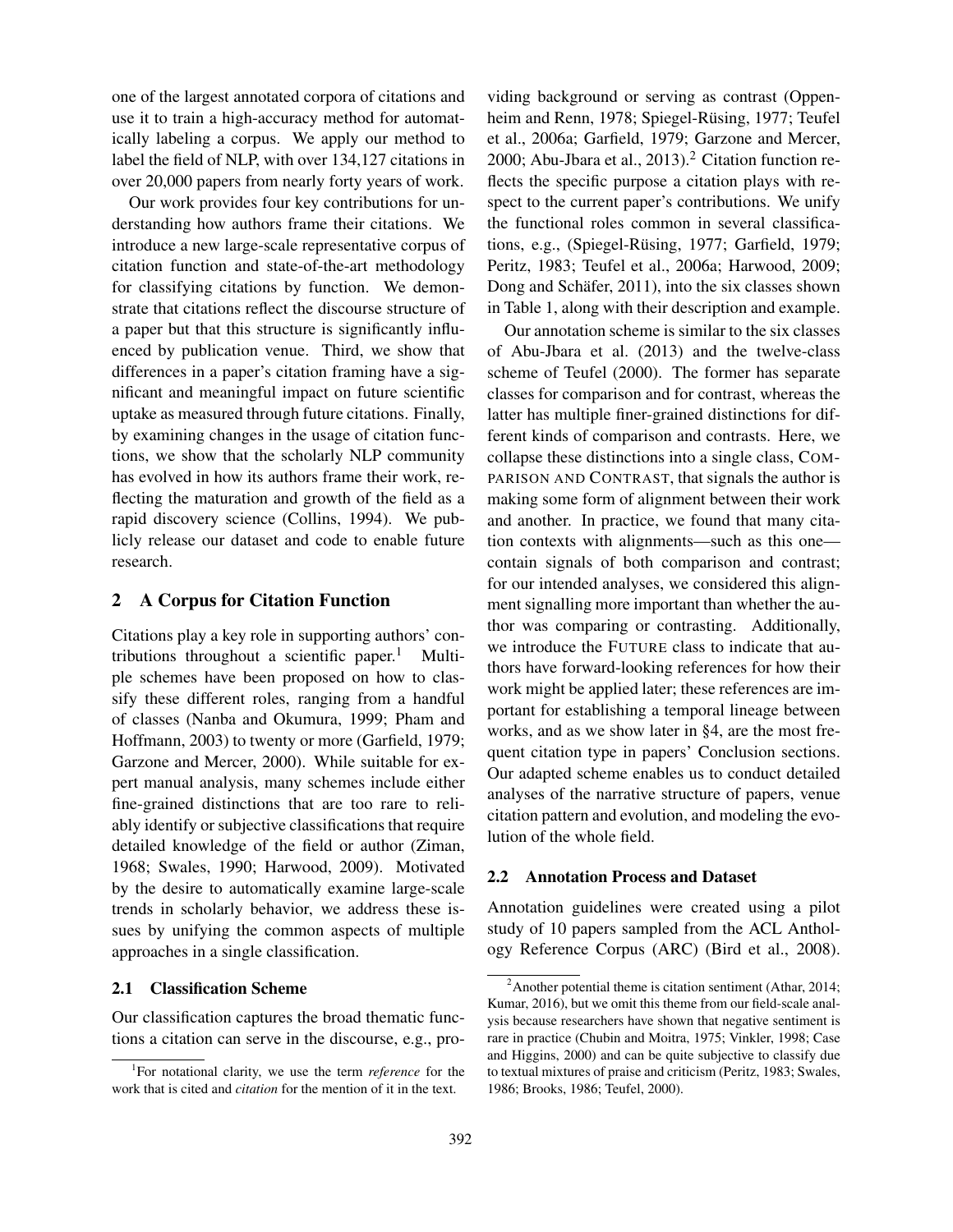one of the largest annotated corpora of citations and use it to train a high-accuracy method for automatically labeling a corpus. We apply our method to label the field of NLP, with over 134,127 citations in over 20,000 papers from nearly forty years of work.

Our work provides four key contributions for understanding how authors frame their citations. We introduce a new large-scale representative corpus of citation function and state-of-the-art methodology for classifying citations by function. We demonstrate that citations reflect the discourse structure of a paper but that this structure is significantly influenced by publication venue. Third, we show that differences in a paper's citation framing have a significant and meaningful impact on future scientific uptake as measured through future citations. Finally, by examining changes in the usage of citation functions, we show that the scholarly NLP community has evolved in how its authors frame their work, reflecting the maturation and growth of the field as a rapid discovery science (Collins, 1994). We publicly release our dataset and code to enable future research.

## 2 A Corpus for Citation Function

Citations play a key role in supporting authors' contributions throughout a scientific paper.[1] Multiple schemes have been proposed on how to classify these different roles, ranging from a handful of classes (Nanba and Okumura, 1999; Pham and Hoffmann, 2003) to twenty or more (Garfield, 1979; Garzone and Mercer, 2000). While suitable for expert manual analysis, many schemes include either fine-grained distinctions that are too rare to reliably identify or subjective classifications that require detailed knowledge of the field or author (Ziman, 1968; Swales, 1990; Harwood, 2009). Motivated by the desire to automatically examine large-scale trends in scholarly behavior, we address these issues by unifying the common aspects of multiple approaches in a single classification.

### 2.1 Classification Scheme

Our classification captures the broad thematic functions a citation can serve in the discourse, e.g., providing background or serving as contrast (Oppenheim and Renn, 1978; Spiegel-Rüsing, 1977; Teufel et al., 2006a; Garfield, 1979; Garzone and Mercer, 2000; Abu-Jbara et al., 2013).[2] Citation function reflects the specific purpose a citation plays with respect to the current paper's contributions. We unify the functional roles common in several classifications, e.g., (Spiegel-Rüsing, 1977; Garfield, 1979; Peritz, 1983; Teufel et al., 2006a; Harwood, 2009; Dong and Schäfer, 2011), into the six classes shown in Table 1, along with their description and example.

Our annotation scheme is similar to the six classes of Abu-Jbara et al. (2013) and the twelve-class scheme of Teufel (2000). The former has separate classes for comparison and for contrast, whereas the latter has multiple finer-grained distinctions for different kinds of comparison and contrasts. Here, we collapse these distinctions into a single class, COMPARISON AND CONTRAST, that signals the author is making some form of alignment between their work and another. In practice, we found that many citation contexts with alignments—such as this one—contain signals of both comparison and contrast; for our intended analyses, we considered this alignment signalling more important than whether the author was comparing or contrasting. Additionally, we introduce the FUTURE class to indicate that authors have forward-looking references for how their work might be applied later; these references are important for establishing a temporal lineage between works, and as we show later in §4, are the most frequent citation type in papers' Conclusion sections. Our adapted scheme enables us to conduct detailed analyses of the narrative structure of papers, venue citation pattern and evolution, and modeling the evolution of the whole field.

### 2.2 Annotation Process and Dataset

Annotation guidelines were created using a pilot study of 10 papers sampled from the ACL Anthology Reference Corpus (ARC) (Bird et al., 2008).

[1] For notational clarity, we use the term *reference* for the work that is cited and *citation* for the mention of it in the text.

[2] Another potential theme is citation sentiment (Athar, 2014; Kumar, 2016), but we omit this theme from our field-scale analysis because researchers have shown that negative sentiment is rare in practice (Chubin and Moitra, 1975; Vinkler, 1998; Case and Higgins, 2000) and can be quite subjective to classify due to textual mixtures of praise and criticism (Peritz, 1983; Swales, 1986; Brooks, 1986; Teufel, 2000).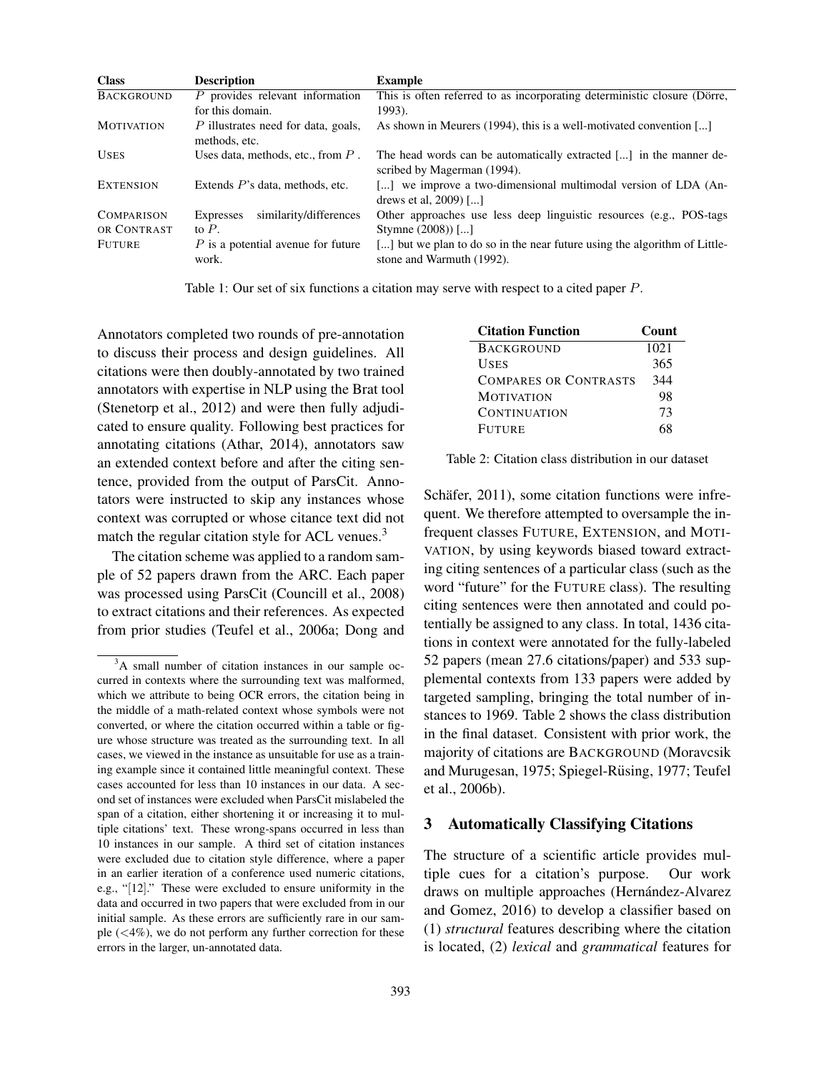| Class | Description | Example |
|---|---|---|
| BACKGROUND | $P$ provides relevant information for this domain. | This is often referred to as incorporating deterministic closure (Dörre, 1993). |
| MOTIVATION | $P$ illustrates need for data, goals, methods, etc. | As shown in Meurers (1994), this is a well-motivated convention [...] |
| USES | Uses data, methods, etc., from $P$ . | The head words can be automatically extracted [...] in the manner described by Magerman (1994). |
| EXTENSION | Extends $P$'s data, methods, etc. | [...] we improve a two-dimensional multimodal version of LDA (Andrews et al, 2009) [...] |
| COMPARISON OR CONTRAST | Expresses similarity/differences to $P$. | Other approaches use less deep linguistic resources (e.g., POS-tags Stymne (2008)) [...] |
| FUTURE | $P$ is a potential avenue for future work. | [...] but we plan to do so in the near future using the algorithm of Littlestone and Warmuth (1992). |

Table 1: Our set of six functions a citation may serve with respect to a cited paper $P$.

Annotators completed two rounds of pre-annotation to discuss their process and design guidelines. All citations were then doubly-annotated by two trained annotators with expertise in NLP using the Brat tool (Stenetorp et al., 2012) and were then fully adjudicated to ensure quality. Following best practices for annotating citations (Athar, 2014), annotators saw an extended context before and after the citing sentence, provided from the output of ParsCit. Annotators were instructed to skip any instances whose context was corrupted or whose citance text did not match the regular citation style for ACL venues.[3]

The citation scheme was applied to a random sample of 52 papers drawn from the ARC. Each paper was processed using ParsCit (Councill et al., 2008) to extract citations and their references. As expected from prior studies (Teufel et al., 2006a; Dong and Schäfer, 2011), some citation functions were infrequent. We therefore attempted to oversample the infrequent classes FUTURE, EXTENSION, and MOTIVATION, by using keywords biased toward extracting citing sentences of a particular class (such as the word "future" for the FUTURE class). The resulting citing sentences were then annotated and could potentially be assigned to any class. In total, 1436 citations in context were annotated for the fully-labeled 52 papers (mean 27.6 citations/paper) and 533 supplemental contexts from 133 papers were added by targeted sampling, bringing the total number of instances to 1969. Table 2 shows the class distribution in the final dataset. Consistent with prior work, the majority of citations are BACKGROUND (Moravcsik and Murugesan, 1975; Spiegel-Rüsing, 1977; Teufel et al., 2006b).

| Citation Function | Count |
|---|---|
| BACKGROUND | 1021 |
| USES | 365 |
| COMPARES OR CONTRASTS | 344 |
| MOTIVATION | 98 |
| CONTINUATION | 73 |
| FUTURE | 68 |

Table 2: Citation class distribution in our dataset

## 3 Automatically Classifying Citations

The structure of a scientific article provides multiple cues for a citation's purpose. Our work draws on multiple approaches (Hernández-Alvarez and Gomez, 2016) to develop a classifier based on (1) *structural* features describing where the citation is located, (2) *lexical* and *grammatical* features for

[3] A small number of citation instances in our sample occurred in contexts where the surrounding text was malformed, which we attribute to being OCR errors, the citation being in the middle of a math-related context whose symbols were not converted, or where the citation occurred within a table or figure whose structure was treated as the surrounding text. In all cases, we viewed in the instance as unsuitable for use as a training example since it contained little meaningful context. These cases accounted for less than 10 instances in our data. A second set of instances were excluded when ParsCit mislabeled the span of a citation, either shortening it or increasing it to multiple citations' text. These wrong-spans occurred in less than 10 instances in our sample. A third set of citation instances were excluded due to citation style difference, where a paper in an earlier iteration of a conference used numeric citations, e.g., "[12]." These were excluded to ensure uniformity in the data and occurred in two papers that were excluded from in our initial sample. As these errors are sufficiently rare in our sample (<4%), we do not perform any further correction for these errors in the larger, un-annotated data.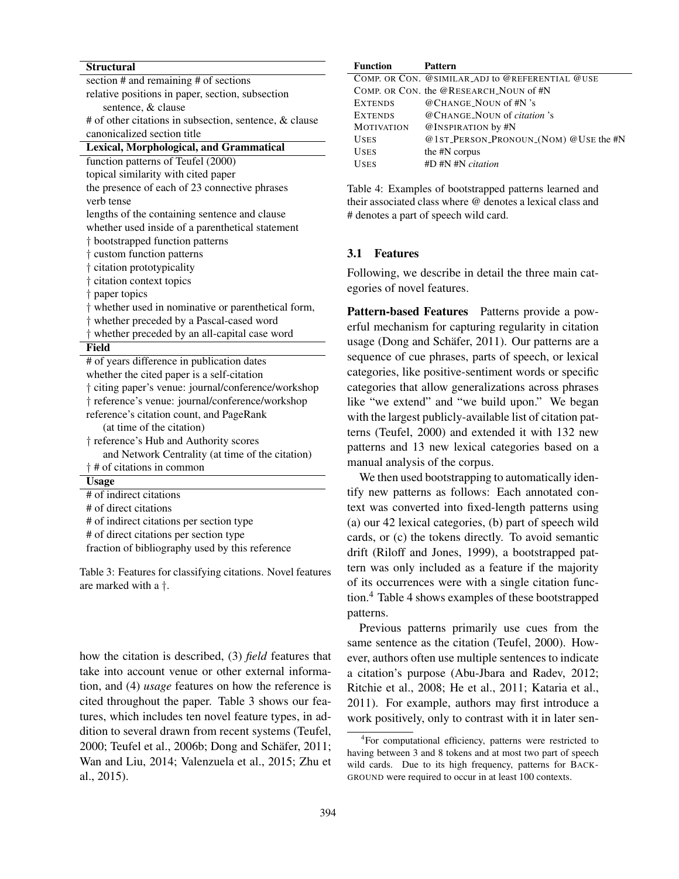| Structural |
| --- |
| section # and remaining # of sections |
| relative positions in paper, section, subsection sentence, & clause |
| # of other citations in subsection, sentence, & clause |
| canonicalized section title |
| **Lexical, Morphological, and Grammatical** |
| function patterns of Teufel (2000) |
| topical similarity with cited paper |
| the presence of each of 23 connective phrases |
| verb tense |
| lengths of the containing sentence and clause |
| whether used inside of a parenthetical statement |
| † bootstrapped function patterns |
| † custom function patterns |
| † citation prototypicality |
| † citation context topics |
| † paper topics |
| † whether used in nominative or parenthetical form, |
| † whether preceded by a Pascal-cased word |
| † whether preceded by an all-capital case word |
| **Field** |
| # of years difference in publication dates |
| whether the cited paper is a self-citation |
| † citing paper's venue: journal/conference/workshop |
| † reference's venue: journal/conference/workshop |
| reference's citation count, and PageRank (at time of the citation) |
| † reference's Hub and Authority scores and Network Centrality (at time of the citation) |
| † # of citations in common |
| **Usage** |
| # of indirect citations |
| # of direct citations |
| # of indirect citations per section type |
| # of direct citations per section type |
| fraction of bibliography used by this reference |

Table 3: Features for classifying citations. Novel features are marked with a †.

how the citation is described, (3) *field* features that take into account venue or other external information, and (4) *usage* features on how the reference is cited throughout the paper. Table 3 shows our features, which includes ten novel feature types, in addition to several drawn from recent systems (Teufel, 2000; Teufel et al., 2006b; Dong and Schäfer, 2011; Wan and Liu, 2014; Valenzuela et al., 2015; Zhu et al., 2015).

| Function | Pattern |
| --- | --- |
| COMP. OR CON. | @SIMILAR_ADJ to @REFERENTIAL @USE |
| COMP. OR CON. | the @RESEARCH_NOUN of #N |
| EXTENDS | @CHANGE_NOUN of #N 's |
| EXTENDS | @CHANGE_NOUN of *citation* 's |
| MOTIVATION | @INSPIRATION by #N |
| USES | @1ST_PERSON_PRONOUN_(NOM) @USE the #N |
| USES | the #N corpus |
| USES | #D #N #N *citation* |

Table 4: Examples of bootstrapped patterns learned and their associated class where @ denotes a lexical class and # denotes a part of speech wild card.

### 3.1 Features

Following, we describe in detail the three main categories of novel features.

**Pattern-based Features** Patterns provide a powerful mechanism for capturing regularity in citation usage (Dong and Schäfer, 2011). Our patterns are a sequence of cue phrases, parts of speech, or lexical categories, like positive-sentiment words or specific categories that allow generalizations across phrases like "we extend" and "we build upon." We began with the largest publicly-available list of citation patterns (Teufel, 2000) and extended it with 132 new patterns and 13 new lexical categories based on a manual analysis of the corpus.

We then used bootstrapping to automatically identify new patterns as follows: Each annotated context was converted into fixed-length patterns using (a) our 42 lexical categories, (b) part of speech wild cards, or (c) the tokens directly. To avoid semantic drift (Riloff and Jones, 1999), a bootstrapped pattern was only included as a feature if the majority of its occurrences were with a single citation function.[4] Table 4 shows examples of these bootstrapped patterns.

Previous patterns primarily use cues from the same sentence as the citation (Teufel, 2000). However, authors often use multiple sentences to indicate a citation's purpose (Abu-Jbara and Radev, 2012; Ritchie et al., 2008; He et al., 2011; Kataria et al., 2011). For example, authors may first introduce a work positively, only to contrast with it in later sen-

[4]For computational efficiency, patterns were restricted to having between 3 and 8 tokens and at most two part of speech wild cards. Due to its high frequency, patterns for BACKGROUND were required to occur in at least 100 contexts.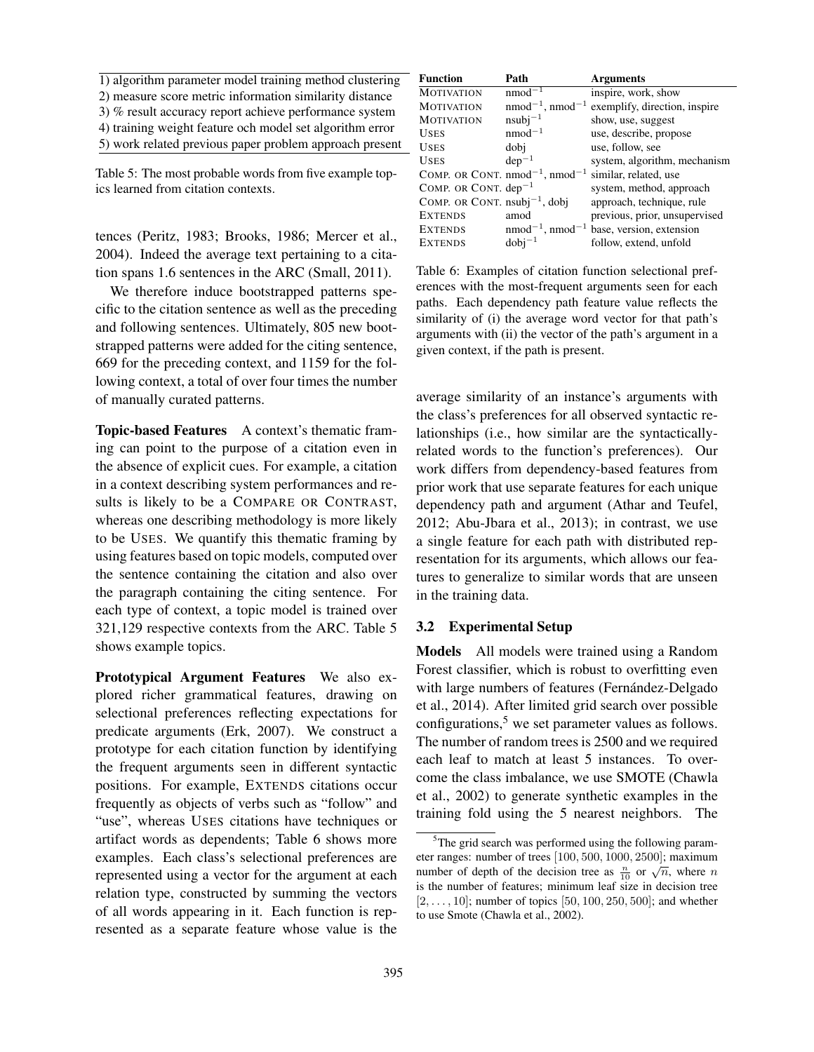| 1) algorithm parameter model training method clustering |
|---|
| 2) measure score metric information similarity distance |
| 3) % result accuracy report achieve performance system |
| 4) training weight feature och model set algorithm error |
| 5) work related previous paper problem approach present |

Table 5: The most probable words from five example topics learned from citation contexts.

tences (Peritz, 1983; Brooks, 1986; Mercer et al., 2004). Indeed the average text pertaining to a citation spans 1.6 sentences in the ARC (Small, 2011).

We therefore induce bootstrapped patterns specific to the citation sentence as well as the preceding and following sentences. Ultimately, 805 new bootstrapped patterns were added for the citing sentence, 669 for the preceding context, and 1159 for the following context, a total of over four times the number of manually curated patterns.

**Topic-based Features** A context's thematic framing can point to the purpose of a citation even in the absence of explicit cues. For example, a citation in a context describing system performances and results is likely to be a COMPARE OR CONTRAST, whereas one describing methodology is more likely to be USES. We quantify this thematic framing by using features based on topic models, computed over the sentence containing the citation and also over the paragraph containing the citing sentence. For each type of context, a topic model is trained over 321,129 respective contexts from the ARC. Table 5 shows example topics.

**Prototypical Argument Features** We also explored richer grammatical features, drawing on selectional preferences reflecting expectations for predicate arguments (Erk, 2007). We construct a prototype for each citation function by identifying the frequent arguments seen in different syntactic positions. For example, EXTENDS citations occur frequently as objects of verbs such as "follow" and "use", whereas USES citations have techniques or artifact words as dependents; Table 6 shows more examples. Each class's selectional preferences are represented using a vector for the argument at each relation type, constructed by summing the vectors of all words appearing in it. Each function is represented as a separate feature whose value is the average similarity of an instance's arguments with the class's preferences for all observed syntactic relationships (i.e., how similar are the syntactically-related words to the function's preferences). Our work differs from dependency-based features from prior work that use separate features for each unique dependency path and argument (Athar and Teufel, 2012; Abu-Jbara et al., 2013); in contrast, we use a single feature for each path with distributed representation for its arguments, which allows our features to generalize to similar words that are unseen in the training data.

| Function | Path | Arguments |
|---|---|---|
| MOTIVATION | $\text{nmod}^{-1}$ | inspire, work, show |
| MOTIVATION | $\text{nmod}^{-1}$, $\text{nmod}^{-1}$ | exemplify, direction, inspire |
| MOTIVATION | $\text{nsubj}^{-1}$ | show, use, suggest |
| USES | $\text{nmod}^{-1}$ | use, describe, propose |
| USES | dobj | use, follow, see |
| USES | $\text{dep}^{-1}$ | system, algorithm, mechanism |
| COMP. OR CONT. | $\text{nmod}^{-1}$, $\text{nmod}^{-1}$ | similar, related, use |
| COMP. OR CONT. | $\text{dep}^{-1}$ | system, method, approach |
| COMP. OR CONT. | $\text{nsubj}^{-1}$, dobj | approach, technique, rule |
| EXTENDS | amod | previous, prior, unsupervised |
| EXTENDS | $\text{nmod}^{-1}$, $\text{nmod}^{-1}$ | base, version, extension |
| EXTENDS | $\text{dobj}^{-1}$ | follow, extend, unfold |

Table 6: Examples of citation function selectional preferences with the most-frequent arguments seen for each paths. Each dependency path feature value reflects the similarity of (i) the average word vector for that path's arguments with (ii) the vector of the path's argument in a given context, if the path is present.

### 3.2 Experimental Setup

**Models** All models were trained using a Random Forest classifier, which is robust to overfitting even with large numbers of features (Fernández-Delgado et al., 2014). After limited grid search over possible configurations,[5] we set parameter values as follows. The number of random trees is 2500 and we required each leaf to match at least 5 instances. To overcome the class imbalance, we use SMOTE (Chawla et al., 2002) to generate synthetic examples in the training fold using the 5 nearest neighbors. The

[5] The grid search was performed using the following parameter ranges: number of trees $[100, 500, 1000, 2500]$; maximum number of depth of the decision tree as $\frac{n}{10}$ or $\sqrt{n}$, where $n$ is the number of features; minimum leaf size in decision tree $[2, \ldots, 10]$; number of topics $[50, 100, 250, 500]$; and whether to use Smote (Chawla et al., 2002).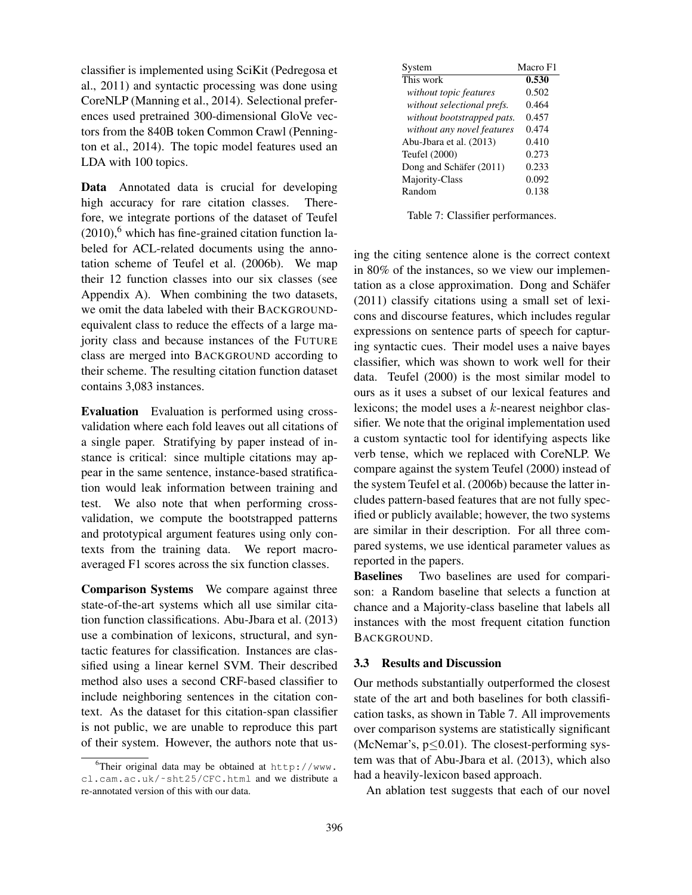classifier is implemented using SciKit (Pedregosa et al., 2011) and syntactic processing was done using CoreNLP (Manning et al., 2014). Selectional preferences used pretrained 300-dimensional GloVe vectors from the 840B token Common Crawl (Pennington et al., 2014). The topic model features used an LDA with 100 topics.

**Data** Annotated data is crucial for developing high accuracy for rare citation classes. Therefore, we integrate portions of the dataset of Teufel (2010),[6] which has fine-grained citation function labeled for ACL-related documents using the annotation scheme of Teufel et al. (2006b). We map their 12 function classes into our six classes (see Appendix A). When combining the two datasets, we omit the data labeled with their BACKGROUND-equivalent class to reduce the effects of a large majority class and because instances of the FUTURE class are merged into BACKGROUND according to their scheme. The resulting citation function dataset contains 3,083 instances.

**Evaluation** Evaluation is performed using cross-validation where each fold leaves out all citations of a single paper. Stratifying by paper instead of instance is critical: since multiple citations may appear in the same sentence, instance-based stratification would leak information between training and test. We also note that when performing cross-validation, we compute the bootstrapped patterns and prototypical argument features using only contexts from the training data. We report macro-averaged F1 scores across the six function classes.

**Comparison Systems** We compare against three state-of-the-art systems which all use similar citation function classifications. Abu-Jbara et al. (2013) use a combination of lexicons, structural, and syntactic features for classification. Instances are classified using a linear kernel SVM. Their described method also uses a second CRF-based classifier to include neighboring sentences in the citation context. As the dataset for this citation-span classifier is not public, we are unable to reproduce this part of their system. However, the authors note that using the citing sentence alone is the correct context in 80% of the instances, so we view our implementation as a close approximation. Dong and Schäfer (2011) classify citations using a small set of lexicons and discourse features, which includes regular expressions on sentence parts of speech for capturing syntactic cues. Their model uses a naive bayes classifier, which was shown to work well for their data. Teufel (2000) is the most similar model to ours as it uses a subset of our lexical features and lexicons; the model uses a $k$-nearest neighbor classifier. We note that the original implementation used a custom syntactic tool for identifying aspects like verb tense, which we replaced with CoreNLP. We compare against the system Teufel (2000) instead of the system Teufel et al. (2006b) because the latter includes pattern-based features that are not fully specified or publicly available; however, the two systems are similar in their description. For all three compared systems, we use identical parameter values as reported in the papers.

| System | Macro F1 |
|---|---|
| This work | **0.530** |
| *without topic features* | 0.502 |
| *without selectional prefs.* | 0.464 |
| *without bootstrapped pats.* | 0.457 |
| *without any novel features* | 0.474 |
| Abu-Jbara et al. (2013) | 0.410 |
| Teufel (2000) | 0.273 |
| Dong and Schäfer (2011) | 0.233 |
| Majority-Class | 0.092 |
| Random | 0.138 |

Table 7: Classifier performances.

**Baselines** Two baselines are used for comparison: a Random baseline that selects a function at chance and a Majority-class baseline that labels all instances with the most frequent citation function BACKGROUND.

### 3.3 Results and Discussion

Our methods substantially outperformed the closest state of the art and both baselines for both classification tasks, as shown in Table 7. All improvements over comparison systems are statistically significant (McNemar's, $p \leq 0.01$). The closest-performing system was that of Abu-Jbara et al. (2013), which also had a heavily-lexicon based approach.

An ablation test suggests that each of our novel

[6] Their original data may be obtained at http://www.cl.cam.ac.uk/~sht25/CFC.html and we distribute a re-annotated version of this with our data.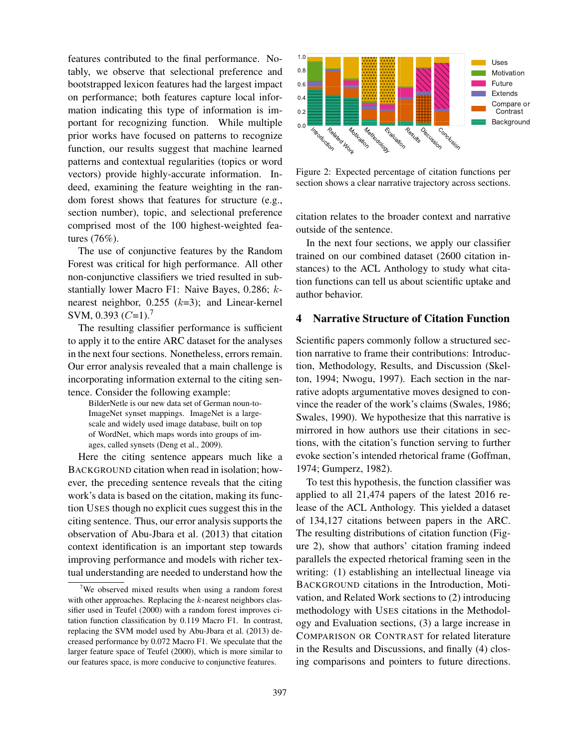features contributed to the final performance. Notably, we observe that selectional preference and bootstrapped lexicon features had the largest impact on performance; both features capture local information indicating this type of information is important for recognizing function. While multiple prior works have focused on patterns to recognize function, our results suggest that machine learned patterns and contextual regularities (topics or word vectors) provide highly-accurate information. Indeed, examining the feature weighting in the random forest shows that features for structure (e.g., section number), topic, and selectional preference comprised most of the 100 highest-weighted features (76%).

The use of conjunctive features by the Random Forest was critical for high performance. All other non-conjunctive classifiers we tried resulted in substantially lower Macro F1: Naive Bayes, 0.286; $k$-nearest neighbor, 0.255 ($k$=3); and Linear-kernel SVM, 0.393 ($C$=1).[7]

The resulting classifier performance is sufficient to apply it to the entire ARC dataset for the analyses in the next four sections. Nonetheless, errors remain. Our error analysis revealed that a main challenge is incorporating information external to the citing sentence. Consider the following example:

> BilderNetle is our new data set of German noun-to-ImageNet synset mappings. ImageNet is a large-scale and widely used image database, built on top of WordNet, which maps words into groups of images, called synsets (Deng et al., 2009).

Here the citing sentence appears much like a BACKGROUND citation when read in isolation; however, the preceding sentence reveals that the citing work's data is based on the citation, making its function USES though no explicit cues suggest this in the citing sentence. Thus, our error analysis supports the observation of Abu-Jbara et al. (2013) that citation context identification is an important step towards improving performance and models with richer textual understanding are needed to understand how the citation relates to the broader context and narrative outside of the sentence.

In the next four sections, we apply our classifier trained on our combined dataset (2600 citation instances) to the ACL Anthology to study what citation functions can tell us about scientific uptake and author behavior.

[7] We observed mixed results when using a random forest with other approaches. Replacing the $k$-nearest neighbors classifier used in Teufel (2000) with a random forest improves citation function classification by 0.119 Macro F1. In contrast, replacing the SVM model used by Abu-Jbara et al. (2013) decreased performance by 0.072 Macro F1. We speculate that the larger feature space of Teufel (2000), which is more similar to our features space, is more conducive to conjunctive features.

Figure 2: Expected percentage of citation functions per section shows a clear narrative trajectory across sections.

## 4 Narrative Structure of Citation Function

Scientific papers commonly follow a structured section narrative to frame their contributions: Introduction, Methodology, Results, and Discussion (Skelton, 1994; Nwogu, 1997). Each section in the narrative adopts argumentative moves designed to convince the reader of the work's claims (Swales, 1986; Swales, 1990). We hypothesize that this narrative is mirrored in how authors use their citations in sections, with the citation's function serving to further evoke section's intended rhetorical frame (Goffman, 1974; Gumperz, 1982).

To test this hypothesis, the function classifier was applied to all 21,474 papers of the latest 2016 release of the ACL Anthology. This yielded a dataset of 134,127 citations between papers in the ARC. The resulting distributions of citation function (Figure 2), show that authors' citation framing indeed parallels the expected rhetorical framing seen in the writing: (1) establishing an intellectual lineage via BACKGROUND citations in the Introduction, Motivation, and Related Work sections to (2) introducing methodology with USES citations in the Methodology and Evaluation sections, (3) a large increase in COMPARISON OR CONTRAST for related literature in the Results and Discussions, and finally (4) closing comparisons and pointers to future directions.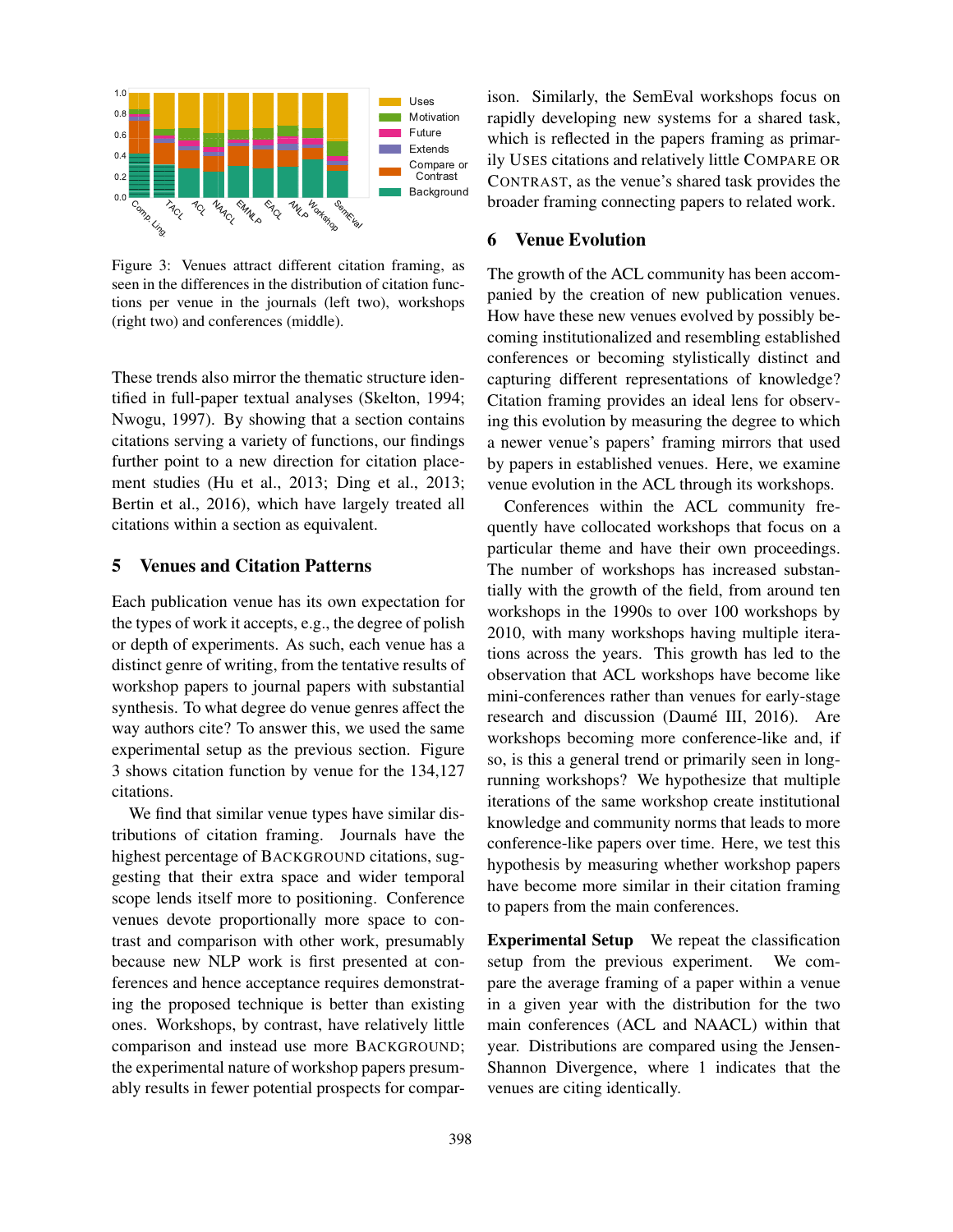Figure 3: Venues attract different citation framing, as seen in the differences in the distribution of citation functions per venue in the journals (left two), workshops (right two) and conferences (middle).

These trends also mirror the thematic structure identified in full-paper textual analyses (Skelton, 1994; Nwogu, 1997). By showing that a section contains citations serving a variety of functions, our findings further point to a new direction for citation placement studies (Hu et al., 2013; Ding et al., 2013; Bertin et al., 2016), which have largely treated all citations within a section as equivalent.

## 5 Venues and Citation Patterns

Each publication venue has its own expectation for the types of work it accepts, e.g., the degree of polish or depth of experiments. As such, each venue has a distinct genre of writing, from the tentative results of workshop papers to journal papers with substantial synthesis. To what degree do venue genres affect the way authors cite? To answer this, we used the same experimental setup as the previous section. Figure 3 shows citation function by venue for the 134,127 citations.

We find that similar venue types have similar distributions of citation framing. Journals have the highest percentage of BACKGROUND citations, suggesting that their extra space and wider temporal scope lends itself more to positioning. Conference venues devote proportionally more space to contrast and comparison with other work, presumably because new NLP work is first presented at conferences and hence acceptance requires demonstrating the proposed technique is better than existing ones. Workshops, by contrast, have relatively little comparison and instead use more BACKGROUND; the experimental nature of workshop papers presumably results in fewer potential prospects for comparison. Similarly, the SemEval workshops focus on rapidly developing new systems for a shared task, which is reflected in the papers framing as primarily USES citations and relatively little COMPARE OR CONTRAST, as the venue's shared task provides the broader framing connecting papers to related work.

## 6 Venue Evolution

The growth of the ACL community has been accompanied by the creation of new publication venues. How have these new venues evolved by possibly becoming institutionalized and resembling established conferences or becoming stylistically distinct and capturing different representations of knowledge? Citation framing provides an ideal lens for observing this evolution by measuring the degree to which a newer venue's papers' framing mirrors that used by papers in established venues. Here, we examine venue evolution in the ACL through its workshops.

Conferences within the ACL community frequently have collocated workshops that focus on a particular theme and have their own proceedings. The number of workshops has increased substantially with the growth of the field, from around ten workshops in the 1990s to over 100 workshops by 2010, with many workshops having multiple iterations across the years. This growth has led to the observation that ACL workshops have become like mini-conferences rather than venues for early-stage research and discussion (Daumé III, 2016). Are workshops becoming more conference-like and, if so, is this a general trend or primarily seen in long-running workshops? We hypothesize that multiple iterations of the same workshop create institutional knowledge and community norms that leads to more conference-like papers over time. Here, we test this hypothesis by measuring whether workshop papers have become more similar in their citation framing to papers from the main conferences.

**Experimental Setup** We repeat the classification setup from the previous experiment. We compare the average framing of a paper within a venue in a given year with the distribution for the two main conferences (ACL and NAACL) within that year. Distributions are compared using the Jensen-Shannon Divergence, where 1 indicates that the venues are citing identically.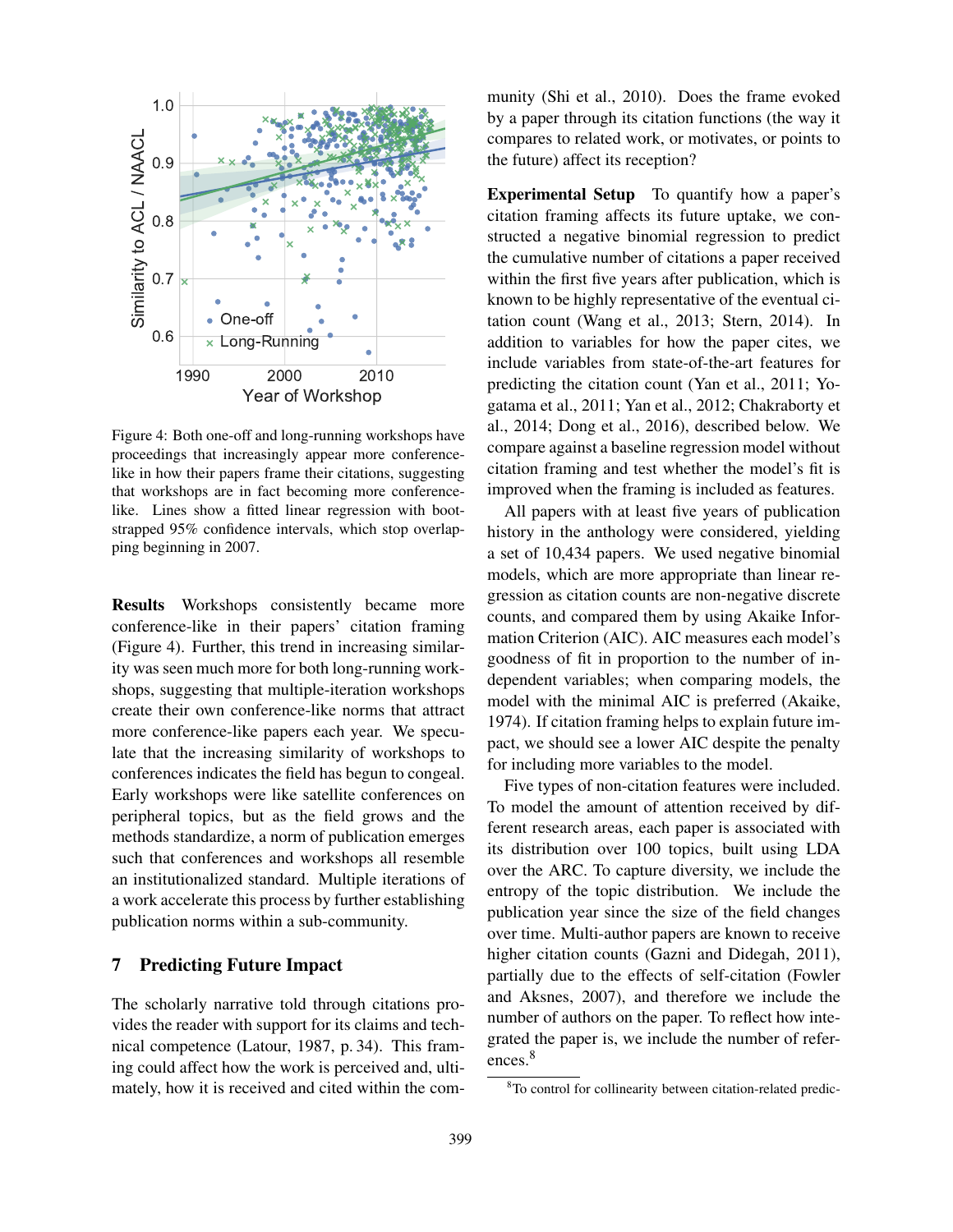Figure 4: Both one-off and long-running workshops have proceedings that increasingly appear more conference-like in how their papers frame their citations, suggesting that workshops are in fact becoming more conference-like. Lines show a fitted linear regression with bootstrapped 95% confidence intervals, which stop overlapping beginning in 2007.

**Results** Workshops consistently became more conference-like in their papers' citation framing (Figure 4). Further, this trend in increasing similarity was seen much more for both long-running workshops, suggesting that multiple-iteration workshops create their own conference-like norms that attract more conference-like papers each year. We speculate that the increasing similarity of workshops to conferences indicates the field has begun to congeal. Early workshops were like satellite conferences on peripheral topics, but as the field grows and the methods standardize, a norm of publication emerges such that conferences and workshops all resemble an institutionalized standard. Multiple iterations of a work accelerate this process by further establishing publication norms within a sub-community.

## 7 Predicting Future Impact

The scholarly narrative told through citations provides the reader with support for its claims and technical competence (Latour, 1987, p. 34). This framing could affect how the work is perceived and, ultimately, how it is received and cited within the community (Shi et al., 2010). Does the frame evoked by a paper through its citation functions (the way it compares to related work, or motivates, or points to the future) affect its reception?

**Experimental Setup** To quantify how a paper's citation framing affects its future uptake, we constructed a negative binomial regression to predict the cumulative number of citations a paper received within the first five years after publication, which is known to be highly representative of the eventual citation count (Wang et al., 2013; Stern, 2014). In addition to variables for how the paper cites, we include variables from state-of-the-art features for predicting the citation count (Yan et al., 2011; Yogatama et al., 2011; Yan et al., 2012; Chakraborty et al., 2014; Dong et al., 2016), described below. We compare against a baseline regression model without citation framing and test whether the model's fit is improved when the framing is included as features.

All papers with at least five years of publication history in the anthology were considered, yielding a set of 10,434 papers. We used negative binomial models, which are more appropriate than linear regression as citation counts are non-negative discrete counts, and compared them by using Akaike Information Criterion (AIC). AIC measures each model's goodness of fit in proportion to the number of independent variables; when comparing models, the model with the minimal AIC is preferred (Akaike, 1974). If citation framing helps to explain future impact, we should see a lower AIC despite the penalty for including more variables to the model.

Five types of non-citation features were included. To model the amount of attention received by different research areas, each paper is associated with its distribution over 100 topics, built using LDA over the ARC. To capture diversity, we include the entropy of the topic distribution. We include the publication year since the size of the field changes over time. Multi-author papers are known to receive higher citation counts (Gazni and Didegah, 2011), partially due to the effects of self-citation (Fowler and Aksnes, 2007), and therefore we include the number of authors on the paper. To reflect how integrated the paper is, we include the number of references.[8]

[8]To control for collinearity between citation-related predic-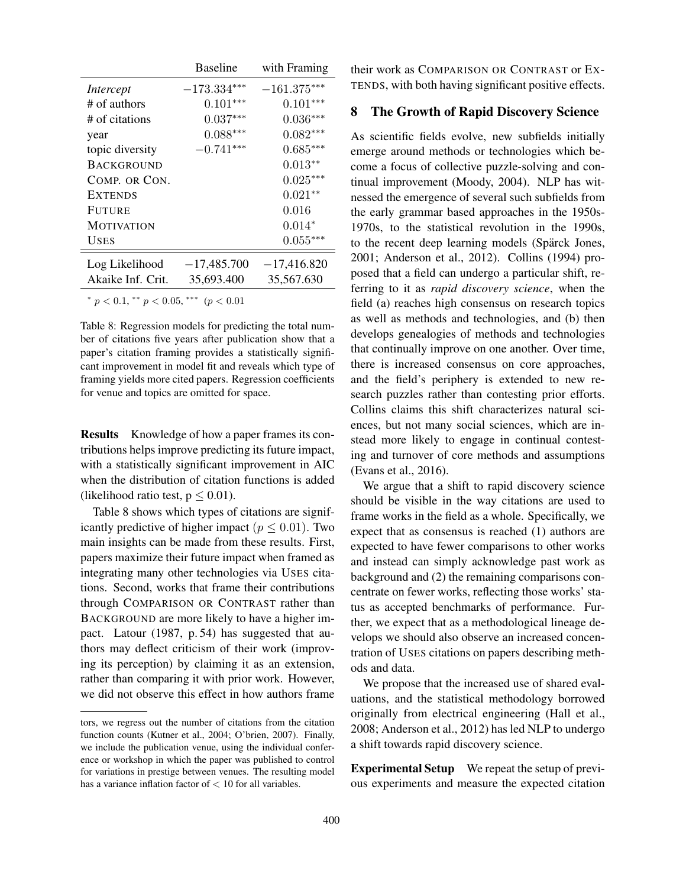| | Baseline | with Framing |
|---|---|---|
| *Intercept* | $-173.334^{***}$ | $-161.375^{***}$ |
| # of authors | $0.101^{***}$ | $0.101^{***}$ |
| # of citations | $0.037^{***}$ | $0.036^{***}$ |
| year | $0.088^{***}$ | $0.082^{***}$ |
| topic diversity | $-0.741^{***}$ | $0.685^{***}$ |
| BACKGROUND | | $0.013^{**}$ |
| COMP. OR CON. | | $0.025^{***}$ |
| EXTENDS | | $0.021^{**}$ |
| FUTURE | | 0.016 |
| MOTIVATION | | $0.014^{*}$ |
| USES | | $0.055^{***}$ |
| Log Likelihood | $-17,485.700$ | $-17,416.820$ |
| Akaike Inf. Crit. | 35,693.400 | 35,567.630 |

$^{*}$ $p < 0.1$, $^{**}$ $p < 0.05$, $^{***}$ ($p < 0.01$

Table 8: Regression models for predicting the total number of citations five years after publication show that a paper's citation framing provides a statistically significant improvement in model fit and reveals which type of framing yields more cited papers. Regression coefficients for venue and topics are omitted for space.

**Results** Knowledge of how a paper frames its contributions helps improve predicting its future impact, with a statistically significant improvement in AIC when the distribution of citation functions is added (likelihood ratio test, $p \leq 0.01$).

Table 8 shows which types of citations are significantly predictive of higher impact ($p \leq 0.01$). Two main insights can be made from these results. First, papers maximize their future impact when framed as integrating many other technologies via USES citations. Second, works that frame their contributions through COMPARISON OR CONTRAST rather than BACKGROUND are more likely to have a higher impact. Latour (1987, p. 54) has suggested that authors may deflect criticism of their work (improving its perception) by claiming it as an extension, rather than comparing it with prior work. However, we did not observe this effect in how authors frame their work as COMPARISON OR CONTRAST or EXTENDS, with both having significant positive effects.

tors, we regress out the number of citations from the citation function counts (Kutner et al., 2004; O'brien, 2007). Finally, we include the publication venue, using the individual conference or workshop in which the paper was published to control for variations in prestige between venues. The resulting model has a variance inflation factor of $< 10$ for all variables.

## 8 The Growth of Rapid Discovery Science

As scientific fields evolve, new subfields initially emerge around methods or technologies which become a focus of collective puzzle-solving and continual improvement (Moody, 2004). NLP has witnessed the emergence of several such subfields from the early grammar based approaches in the 1950s-1970s, to the statistical revolution in the 1990s, to the recent deep learning models (Spärck Jones, 2001; Anderson et al., 2012). Collins (1994) proposed that a field can undergo a particular shift, referring to it as *rapid discovery science*, when the field (a) reaches high consensus on research topics as well as methods and technologies, and (b) then develops genealogies of methods and technologies that continually improve on one another. Over time, there is increased consensus on core approaches, and the field's periphery is extended to new research puzzles rather than contesting prior efforts. Collins claims this shift characterizes natural sciences, but not many social sciences, which are instead more likely to engage in continual contesting and turnover of core methods and assumptions (Evans et al., 2016).

We argue that a shift to rapid discovery science should be visible in the way citations are used to frame works in the field as a whole. Specifically, we expect that as consensus is reached (1) authors are expected to have fewer comparisons to other works and instead can simply acknowledge past work as background and (2) the remaining comparisons concentrate on fewer works, reflecting those works' status as accepted benchmarks of performance. Further, we expect that as a methodological lineage develops we should also observe an increased concentration of USES citations on papers describing methods and data.

We propose that the increased use of shared evaluations, and the statistical methodology borrowed originally from electrical engineering (Hall et al., 2008; Anderson et al., 2012) has led NLP to undergo a shift towards rapid discovery science.

**Experimental Setup** We repeat the setup of previous experiments and measure the expected citation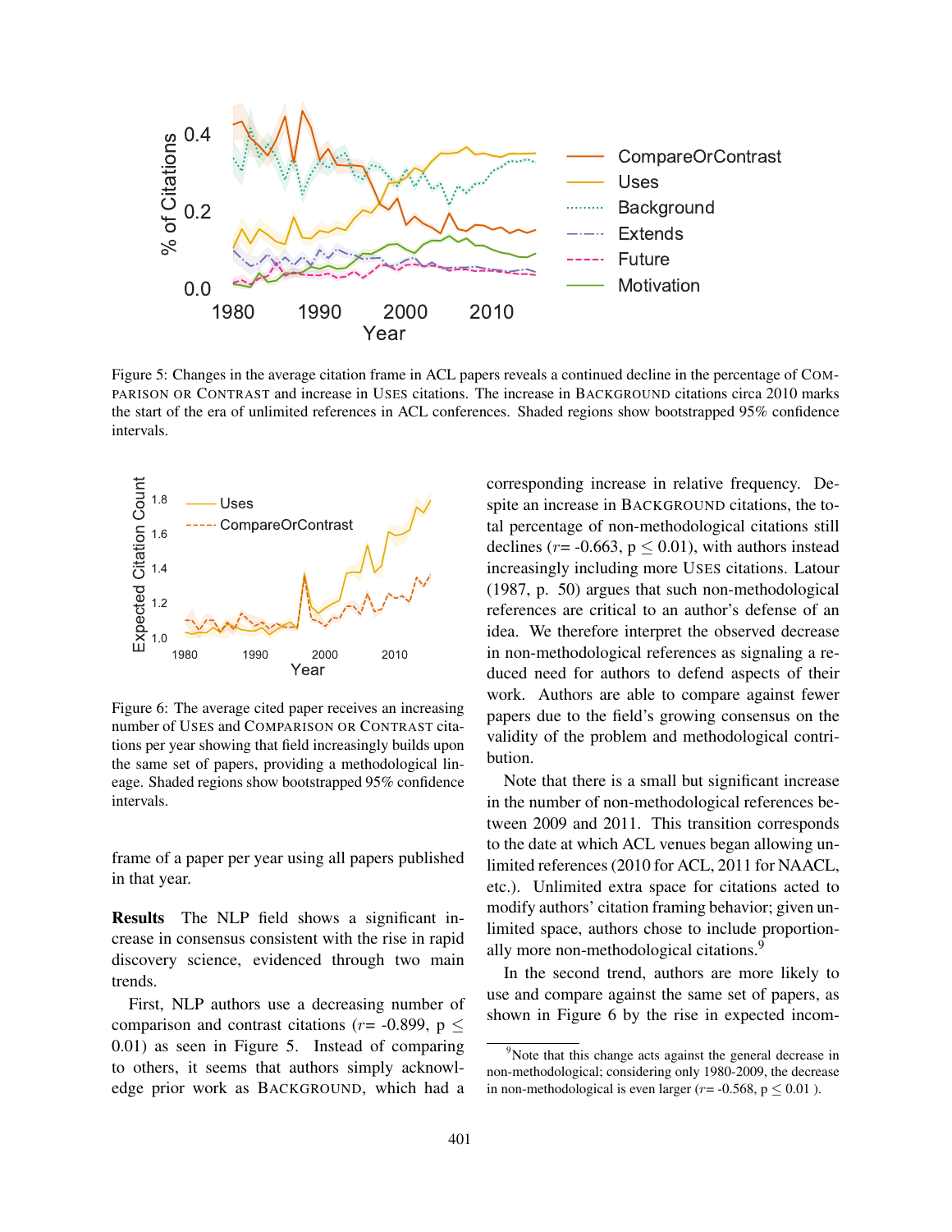Figure 5: Changes in the average citation frame in ACL papers reveals a continued decline in the percentage of COMPARISON OR CONTRAST and increase in USES citations. The increase in BACKGROUND citations circa 2010 marks the start of the era of unlimited references in ACL conferences. Shaded regions show bootstrapped 95% confidence intervals.

Figure 6: The average cited paper receives an increasing number of USES and COMPARISON OR CONTRAST citations per year showing that field increasingly builds upon the same set of papers, providing a methodological lineage. Shaded regions show bootstrapped 95% confidence intervals.

frame of a paper per year using all papers published in that year.

**Results** The NLP field shows a significant increase in consensus consistent with the rise in rapid discovery science, evidenced through two main trends.

First, NLP authors use a decreasing number of comparison and contrast citations ($r$= -0.899, $p \leq 0.01$) as seen in Figure 5. Instead of comparing to others, it seems that authors simply acknowledge prior work as BACKGROUND, which had a corresponding increase in relative frequency. Despite an increase in BACKGROUND citations, the total percentage of non-methodological citations still declines ($r$= -0.663, $p \leq 0.01$), with authors instead increasingly including more USES citations. Latour (1987, p. 50) argues that such non-methodological references are critical to an author's defense of an idea. We therefore interpret the observed decrease in non-methodological references as signaling a reduced need for authors to defend aspects of their work. Authors are able to compare against fewer papers due to the field's growing consensus on the validity of the problem and methodological contribution.

Note that there is a small but significant increase in the number of non-methodological references between 2009 and 2011. This transition corresponds to the date at which ACL venues began allowing unlimited references (2010 for ACL, 2011 for NAACL, etc.). Unlimited extra space for citations acted to modify authors' citation framing behavior; given unlimited space, authors chose to include proportionally more non-methodological citations.[9]

In the second trend, authors are more likely to use and compare against the same set of papers, as shown in Figure 6 by the rise in expected incom-

[9] Note that this change acts against the general decrease in non-methodological; considering only 1980-2009, the decrease in non-methodological is even larger ($r$= -0.568, $p \leq 0.01$ ).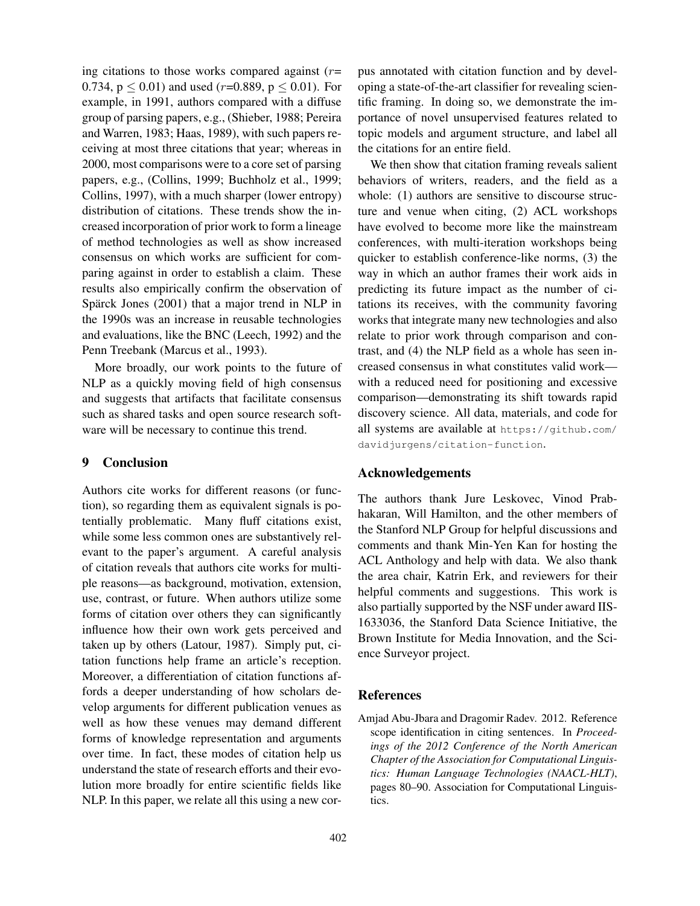ing citations to those works compared against ($r$= 0.734, $p \leq 0.01$) and used ($r$=0.889, $p \leq 0.01$). For example, in 1991, authors compared with a diffuse group of parsing papers, e.g., (Shieber, 1988; Pereira and Warren, 1983; Haas, 1989), with such papers receiving at most three citations that year; whereas in 2000, most comparisons were to a core set of parsing papers, e.g., (Collins, 1999; Buchholz et al., 1999; Collins, 1997), with a much sharper (lower entropy) distribution of citations. These trends show the increased incorporation of prior work to form a lineage of method technologies as well as show increased consensus on which works are sufficient for comparing against in order to establish a claim. These results also empirically confirm the observation of Spärck Jones (2001) that a major trend in NLP in the 1990s was an increase in reusable technologies and evaluations, like the BNC (Leech, 1992) and the Penn Treebank (Marcus et al., 1993).

More broadly, our work points to the future of NLP as a quickly moving field of high consensus and suggests that artifacts that facilitate consensus such as shared tasks and open source research software will be necessary to continue this trend.

## 9 Conclusion

Authors cite works for different reasons (or function), so regarding them as equivalent signals is potentially problematic. Many fluff citations exist, while some less common ones are substantively relevant to the paper's argument. A careful analysis of citation reveals that authors cite works for multiple reasons—as background, motivation, extension, use, contrast, or future. When authors utilize some forms of citation over others they can significantly influence how their own work gets perceived and taken up by others (Latour, 1987). Simply put, citation functions help frame an article's reception. Moreover, a differentiation of citation functions affords a deeper understanding of how scholars develop arguments for different publication venues as well as how these venues may demand different forms of knowledge representation and arguments over time. In fact, these modes of citation help us understand the state of research efforts and their evolution more broadly for entire scientific fields like NLP. In this paper, we relate all this using a new corpus annotated with citation function and by developing a state-of-the-art classifier for revealing scientific framing. In doing so, we demonstrate the importance of novel unsupervised features related to topic models and argument structure, and label all the citations for an entire field.

We then show that citation framing reveals salient behaviors of writers, readers, and the field as a whole: (1) authors are sensitive to discourse structure and venue when citing, (2) ACL workshops have evolved to become more like the mainstream conferences, with multi-iteration workshops being quicker to establish conference-like norms, (3) the way in which an author frames their work aids in predicting its future impact as the number of citations its receives, with the community favoring works that integrate many new technologies and also relate to prior work through comparison and contrast, and (4) the NLP field as a whole has seen increased consensus in what constitutes valid work—with a reduced need for positioning and excessive comparison—demonstrating its shift towards rapid discovery science. All data, materials, and code for all systems are available at `https://github.com/davidjurgens/citation-function`.

## Acknowledgements

The authors thank Jure Leskovec, Vinod Prabhakaran, Will Hamilton, and the other members of the Stanford NLP Group for helpful discussions and comments and thank Min-Yen Kan for hosting the ACL Anthology and help with data. We also thank the area chair, Katrin Erk, and reviewers for their helpful comments and suggestions. This work is also partially supported by the NSF under award IIS-1633036, the Stanford Data Science Initiative, the Brown Institute for Media Innovation, and the Science Surveyor project.

## References

Amjad Abu-Jbara and Dragomir Radev. 2012. Reference scope identification in citing sentences. In *Proceedings of the 2012 Conference of the North American Chapter of the Association for Computational Linguistics: Human Language Technologies (NAACL-HLT)*, pages 80–90. Association for Computational Linguistics.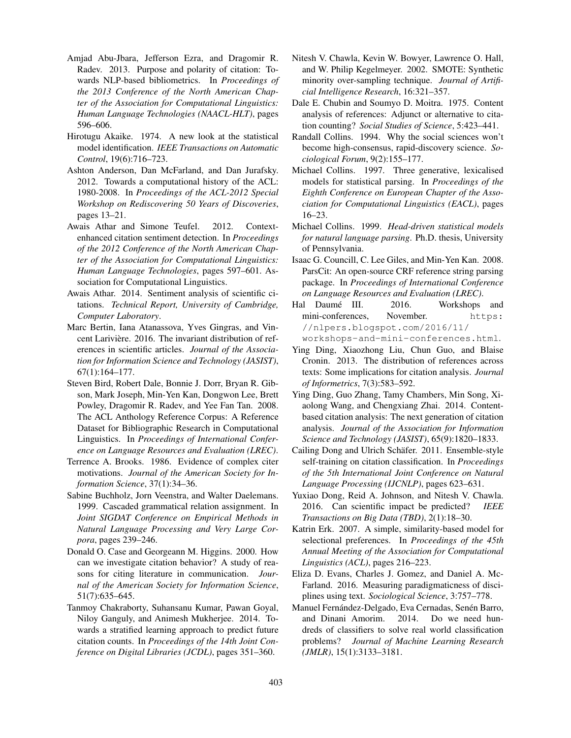Amjad Abu-Jbara, Jefferson Ezra, and Dragomir R. Radev. 2013. Purpose and polarity of citation: Towards NLP-based bibliometrics. In *Proceedings of the 2013 Conference of the North American Chapter of the Association for Computational Linguistics: Human Language Technologies (NAACL-HLT)*, pages 596–606.

Hirotugu Akaike. 1974. A new look at the statistical model identification. *IEEE Transactions on Automatic Control*, 19(6):716–723.

Ashton Anderson, Dan McFarland, and Dan Jurafsky. 2012. Towards a computational history of the ACL: 1980-2008. In *Proceedings of the ACL-2012 Special Workshop on Rediscovering 50 Years of Discoveries*, pages 13–21.

Awais Athar and Simone Teufel. 2012. Context-enhanced citation sentiment detection. In *Proceedings of the 2012 Conference of the North American Chapter of the Association for Computational Linguistics: Human Language Technologies*, pages 597–601. Association for Computational Linguistics.

Awais Athar. 2014. Sentiment analysis of scientific citations. *Technical Report, University of Cambridge, Computer Laboratory*.

Marc Bertin, Iana Atanassova, Yves Gingras, and Vincent Larivière. 2016. The invariant distribution of references in scientific articles. *Journal of the Association for Information Science and Technology (JASIST)*, 67(1):164–177.

Steven Bird, Robert Dale, Bonnie J. Dorr, Bryan R. Gibson, Mark Joseph, Min-Yen Kan, Dongwon Lee, Brett Powley, Dragomir R. Radev, and Yee Fan Tan. 2008. The ACL Anthology Reference Corpus: A Reference Dataset for Bibliographic Research in Computational Linguistics. In *Proceedings of International Conference on Language Resources and Evaluation (LREC)*.

Terrence A. Brooks. 1986. Evidence of complex citer motivations. *Journal of the American Society for Information Science*, 37(1):34–36.

Sabine Buchholz, Jorn Veenstra, and Walter Daelemans. 1999. Cascaded grammatical relation assignment. In *Joint SIGDAT Conference on Empirical Methods in Natural Language Processing and Very Large Corpora*, pages 239–246.

Donald O. Case and Georgeann M. Higgins. 2000. How can we investigate citation behavior? A study of reasons for citing literature in communication. *Journal of the American Society for Information Science*, 51(7):635–645.

Tanmoy Chakraborty, Suhansanu Kumar, Pawan Goyal, Niloy Ganguly, and Animesh Mukherjee. 2014. Towards a stratified learning approach to predict future citation counts. In *Proceedings of the 14th Joint Conference on Digital Libraries (JCDL)*, pages 351–360.

Nitesh V. Chawla, Kevin W. Bowyer, Lawrence O. Hall, and W. Philip Kegelmeyer. 2002. SMOTE: Synthetic minority over-sampling technique. *Journal of Artificial Intelligence Research*, 16:321–357.

Dale E. Chubin and Soumyo D. Moitra. 1975. Content analysis of references: Adjunct or alternative to citation counting? *Social Studies of Science*, 5:423–441.

Randall Collins. 1994. Why the social sciences won't become high-consensus, rapid-discovery science. *Sociological Forum*, 9(2):155–177.

Michael Collins. 1997. Three generative, lexicalised models for statistical parsing. In *Proceedings of the Eighth Conference on European Chapter of the Association for Computational Linguistics (EACL)*, pages 16–23.

Michael Collins. 1999. *Head-driven statistical models for natural language parsing*. Ph.D. thesis, University of Pennsylvania.

Isaac G. Councill, C. Lee Giles, and Min-Yen Kan. 2008. ParsCit: An open-source CRF reference string parsing package. In *Proceedings of International Conference on Language Resources and Evaluation (LREC)*.

Hal Daumé III. 2016. Workshops and mini-conferences, November. https://nlpers.blogspot.com/2016/11/workshops-and-mini-conferences.html.

Ying Ding, Xiaozhong Liu, Chun Guo, and Blaise Cronin. 2013. The distribution of references across texts: Some implications for citation analysis. *Journal of Informetrics*, 7(3):583–592.

Ying Ding, Guo Zhang, Tamy Chambers, Min Song, Xiaolong Wang, and Chengxiang Zhai. 2014. Content-based citation analysis: The next generation of citation analysis. *Journal of the Association for Information Science and Technology (JASIST)*, 65(9):1820–1833.

Cailing Dong and Ulrich Schäfer. 2011. Ensemble-style self-training on citation classification. In *Proceedings of the 5th International Joint Conference on Natural Language Processing (IJCNLP)*, pages 623–631.

Yuxiao Dong, Reid A. Johnson, and Nitesh V. Chawla. 2016. Can scientific impact be predicted? *IEEE Transactions on Big Data (TBD)*, 2(1):18–30.

Katrin Erk. 2007. A simple, similarity-based model for selectional preferences. In *Proceedings of the 45th Annual Meeting of the Association for Computational Linguistics (ACL)*, pages 216–223.

Eliza D. Evans, Charles J. Gomez, and Daniel A. McFarland. 2016. Measuring paradigmaticness of disciplines using text. *Sociological Science*, 3:757–778.

Manuel Fernández-Delgado, Eva Cernadas, Senén Barro, and Dinani Amorim. 2014. Do we need hundreds of classifiers to solve real world classification problems? *Journal of Machine Learning Research (JMLR)*, 15(1):3133–3181.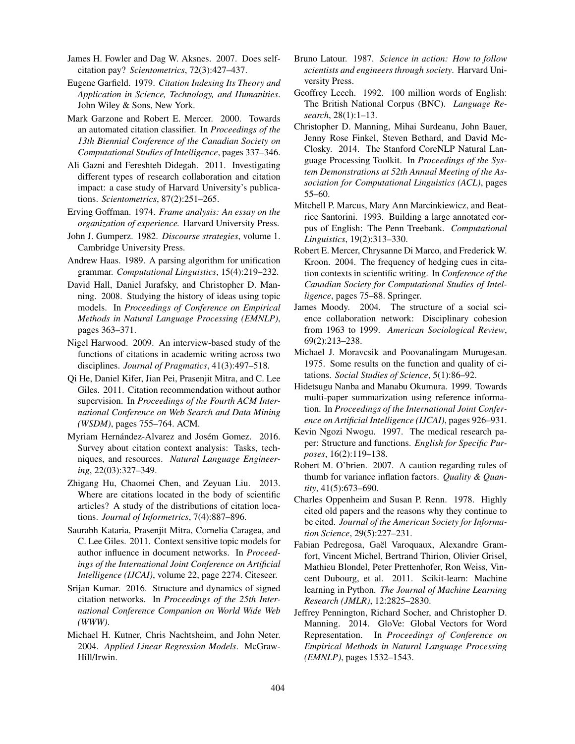James H. Fowler and Dag W. Aksnes. 2007. Does self-citation pay? *Scientometrics*, 72(3):427–437.

Eugene Garfield. 1979. *Citation Indexing Its Theory and Application in Science, Technology, and Humanities*. John Wiley & Sons, New York.

Mark Garzone and Robert E. Mercer. 2000. Towards an automated citation classifier. In *Proceedings of the 13th Biennial Conference of the Canadian Society on Computational Studies of Intelligence*, pages 337–346.

Ali Gazni and Fereshteh Didegah. 2011. Investigating different types of research collaboration and citation impact: a case study of Harvard University's publications. *Scientometrics*, 87(2):251–265.

Erving Goffman. 1974. *Frame analysis: An essay on the organization of experience.* Harvard University Press.

John J. Gumperz. 1982. *Discourse strategies*, volume 1. Cambridge University Press.

Andrew Haas. 1989. A parsing algorithm for unification grammar. *Computational Linguistics*, 15(4):219–232.

David Hall, Daniel Jurafsky, and Christopher D. Manning. 2008. Studying the history of ideas using topic models. In *Proceedings of Conference on Empirical Methods in Natural Language Processing (EMNLP)*, pages 363–371.

Nigel Harwood. 2009. An interview-based study of the functions of citations in academic writing across two disciplines. *Journal of Pragmatics*, 41(3):497–518.

Qi He, Daniel Kifer, Jian Pei, Prasenjit Mitra, and C. Lee Giles. 2011. Citation recommendation without author supervision. In *Proceedings of the Fourth ACM International Conference on Web Search and Data Mining (WSDM)*, pages 755–764. ACM.

Myriam Hernández-Alvarez and Josém Gomez. 2016. Survey about citation context analysis: Tasks, techniques, and resources. *Natural Language Engineering*, 22(03):327–349.

Zhigang Hu, Chaomei Chen, and Zeyuan Liu. 2013. Where are citations located in the body of scientific articles? A study of the distributions of citation locations. *Journal of Informetrics*, 7(4):887–896.

Saurabh Kataria, Prasenjit Mitra, Cornelia Caragea, and C. Lee Giles. 2011. Context sensitive topic models for author influence in document networks. In *Proceedings of the International Joint Conference on Artificial Intelligence (IJCAI)*, volume 22, page 2274. Citeseer.

Srijan Kumar. 2016. Structure and dynamics of signed citation networks. In *Proceedings of the 25th International Conference Companion on World Wide Web (WWW)*.

Michael H. Kutner, Chris Nachtsheim, and John Neter. 2004. *Applied Linear Regression Models*. McGraw-Hill/Irwin.

Bruno Latour. 1987. *Science in action: How to follow scientists and engineers through society*. Harvard University Press.

Geoffrey Leech. 1992. 100 million words of English: The British National Corpus (BNC). *Language Research*, 28(1):1–13.

Christopher D. Manning, Mihai Surdeanu, John Bauer, Jenny Rose Finkel, Steven Bethard, and David McClosky. 2014. The Stanford CoreNLP Natural Language Processing Toolkit. In *Proceedings of the System Demonstrations at 52th Annual Meeting of the Association for Computational Linguistics (ACL)*, pages 55–60.

Mitchell P. Marcus, Mary Ann Marcinkiewicz, and Beatrice Santorini. 1993. Building a large annotated corpus of English: The Penn Treebank. *Computational Linguistics*, 19(2):313–330.

Robert E. Mercer, Chrysanne Di Marco, and Frederick W. Kroon. 2004. The frequency of hedging cues in citation contexts in scientific writing. In *Conference of the Canadian Society for Computational Studies of Intelligence*, pages 75–88. Springer.

James Moody. 2004. The structure of a social science collaboration network: Disciplinary cohesion from 1963 to 1999. *American Sociological Review*, 69(2):213–238.

Michael J. Moravcsik and Poovanalingam Murugesan. 1975. Some results on the function and quality of citations. *Social Studies of Science*, 5(1):86–92.

Hidetsugu Nanba and Manabu Okumura. 1999. Towards multi-paper summarization using reference information. In *Proceedings of the International Joint Conference on Artificial Intelligence (IJCAI)*, pages 926–931.

Kevin Ngozi Nwogu. 1997. The medical research paper: Structure and functions. *English for Specific Purposes*, 16(2):119–138.

Robert M. O'brien. 2007. A caution regarding rules of thumb for variance inflation factors. *Quality & Quantity*, 41(5):673–690.

Charles Oppenheim and Susan P. Renn. 1978. Highly cited old papers and the reasons why they continue to be cited. *Journal of the American Society for Information Science*, 29(5):227–231.

Fabian Pedregosa, Gaël Varoquaux, Alexandre Gramfort, Vincent Michel, Bertrand Thirion, Olivier Grisel, Mathieu Blondel, Peter Prettenhofer, Ron Weiss, Vincent Dubourg, et al. 2011. Scikit-learn: Machine learning in Python. *The Journal of Machine Learning Research (JMLR)*, 12:2825–2830.

Jeffrey Pennington, Richard Socher, and Christopher D. Manning. 2014. GloVe: Global Vectors for Word Representation. In *Proceedings of Conference on Empirical Methods in Natural Language Processing (EMNLP)*, pages 1532–1543.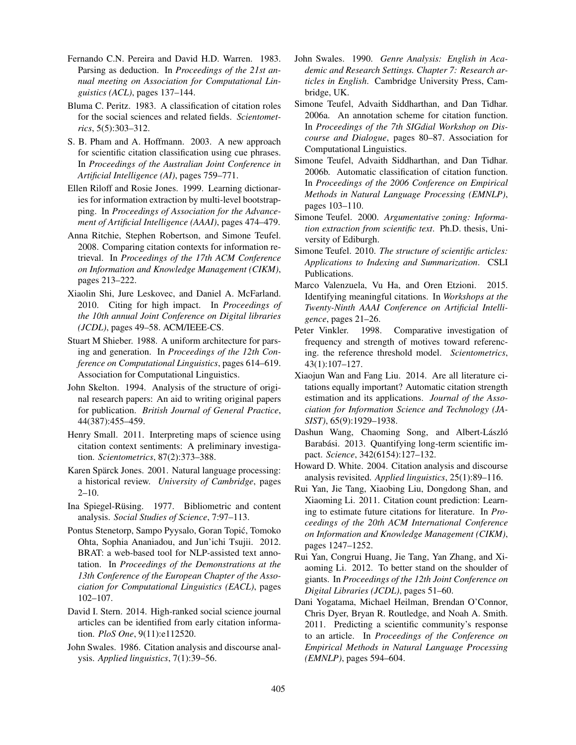Fernando C.N. Pereira and David H.D. Warren. 1983. Parsing as deduction. In *Proceedings of the 21st annual meeting on Association for Computational Linguistics (ACL)*, pages 137–144.

Bluma C. Peritz. 1983. A classification of citation roles for the social sciences and related fields. *Scientometrics*, 5(5):303–312.

S. B. Pham and A. Hoffmann. 2003. A new approach for scientific citation classification using cue phrases. In *Proceedings of the Australian Joint Conference in Artificial Intelligence (AI)*, pages 759–771.

Ellen Riloff and Rosie Jones. 1999. Learning dictionaries for information extraction by multi-level bootstrapping. In *Proceedings of Association for the Advancement of Artificial Intelligence (AAAI)*, pages 474–479.

Anna Ritchie, Stephen Robertson, and Simone Teufel. 2008. Comparing citation contexts for information retrieval. In *Proceedings of the 17th ACM Conference on Information and Knowledge Management (CIKM)*, pages 213–222.

Xiaolin Shi, Jure Leskovec, and Daniel A. McFarland. 2010. Citing for high impact. In *Proceedings of the 10th annual Joint Conference on Digital libraries (JCDL)*, pages 49–58. ACM/IEEE-CS.

Stuart M Shieber. 1988. A uniform architecture for parsing and generation. In *Proceedings of the 12th Conference on Computational Linguistics*, pages 614–619. Association for Computational Linguistics.

John Skelton. 1994. Analysis of the structure of original research papers: An aid to writing original papers for publication. *British Journal of General Practice*, 44(387):455–459.

Henry Small. 2011. Interpreting maps of science using citation context sentiments: A preliminary investigation. *Scientometrics*, 87(2):373–388.

Karen Spärck Jones. 2001. Natural language processing: a historical review. *University of Cambridge*, pages 2–10.

Ina Spiegel-Rüsing. 1977. Bibliometric and content analysis. *Social Studies of Science*, 7:97–113.

Pontus Stenetorp, Sampo Pyysalo, Goran Topić, Tomoko Ohta, Sophia Ananiadou, and Jun'ichi Tsujii. 2012. BRAT: a web-based tool for NLP-assisted text annotation. In *Proceedings of the Demonstrations at the 13th Conference of the European Chapter of the Association for Computational Linguistics (EACL)*, pages 102–107.

David I. Stern. 2014. High-ranked social science journal articles can be identified from early citation information. *PloS One*, 9(11):e112520.

John Swales. 1986. Citation analysis and discourse analysis. *Applied linguistics*, 7(1):39–56.

John Swales. 1990. *Genre Analysis: English in Academic and Research Settings. Chapter 7: Research articles in English*. Cambridge University Press, Cambridge, UK.

Simone Teufel, Advaith Siddharthan, and Dan Tidhar. 2006a. An annotation scheme for citation function. In *Proceedings of the 7th SIGdial Workshop on Discourse and Dialogue*, pages 80–87. Association for Computational Linguistics.

Simone Teufel, Advaith Siddharthan, and Dan Tidhar. 2006b. Automatic classification of citation function. In *Proceedings of the 2006 Conference on Empirical Methods in Natural Language Processing (EMNLP)*, pages 103–110.

Simone Teufel. 2000. *Argumentative zoning: Information extraction from scientific text*. Ph.D. thesis, University of Ediburgh.

Simone Teufel. 2010. *The structure of scientific articles: Applications to Indexing and Summarization*. CSLI Publications.

Marco Valenzuela, Vu Ha, and Oren Etzioni. 2015. Identifying meaningful citations. In *Workshops at the Twenty-Ninth AAAI Conference on Artificial Intelligence*, pages 21–26.

Peter Vinkler. 1998. Comparative investigation of frequency and strength of motives toward referencing. the reference threshold model. *Scientometrics*, 43(1):107–127.

Xiaojun Wan and Fang Liu. 2014. Are all literature citations equally important? Automatic citation strength estimation and its applications. *Journal of the Association for Information Science and Technology (JASIST)*, 65(9):1929–1938.

Dashun Wang, Chaoming Song, and Albert-László Barabási. 2013. Quantifying long-term scientific impact. *Science*, 342(6154):127–132.

Howard D. White. 2004. Citation analysis and discourse analysis revisited. *Applied linguistics*, 25(1):89–116.

Rui Yan, Jie Tang, Xiaobing Liu, Dongdong Shan, and Xiaoming Li. 2011. Citation count prediction: Learning to estimate future citations for literature. In *Proceedings of the 20th ACM International Conference on Information and Knowledge Management (CIKM)*, pages 1247–1252.

Rui Yan, Congrui Huang, Jie Tang, Yan Zhang, and Xiaoming Li. 2012. To better stand on the shoulder of giants. In *Proceedings of the 12th Joint Conference on Digital Libraries (JCDL)*, pages 51–60.

Dani Yogatama, Michael Heilman, Brendan O'Connor, Chris Dyer, Bryan R. Routledge, and Noah A. Smith. 2011. Predicting a scientific community's response to an article. In *Proceedings of the Conference on Empirical Methods in Natural Language Processing (EMNLP)*, pages 594–604.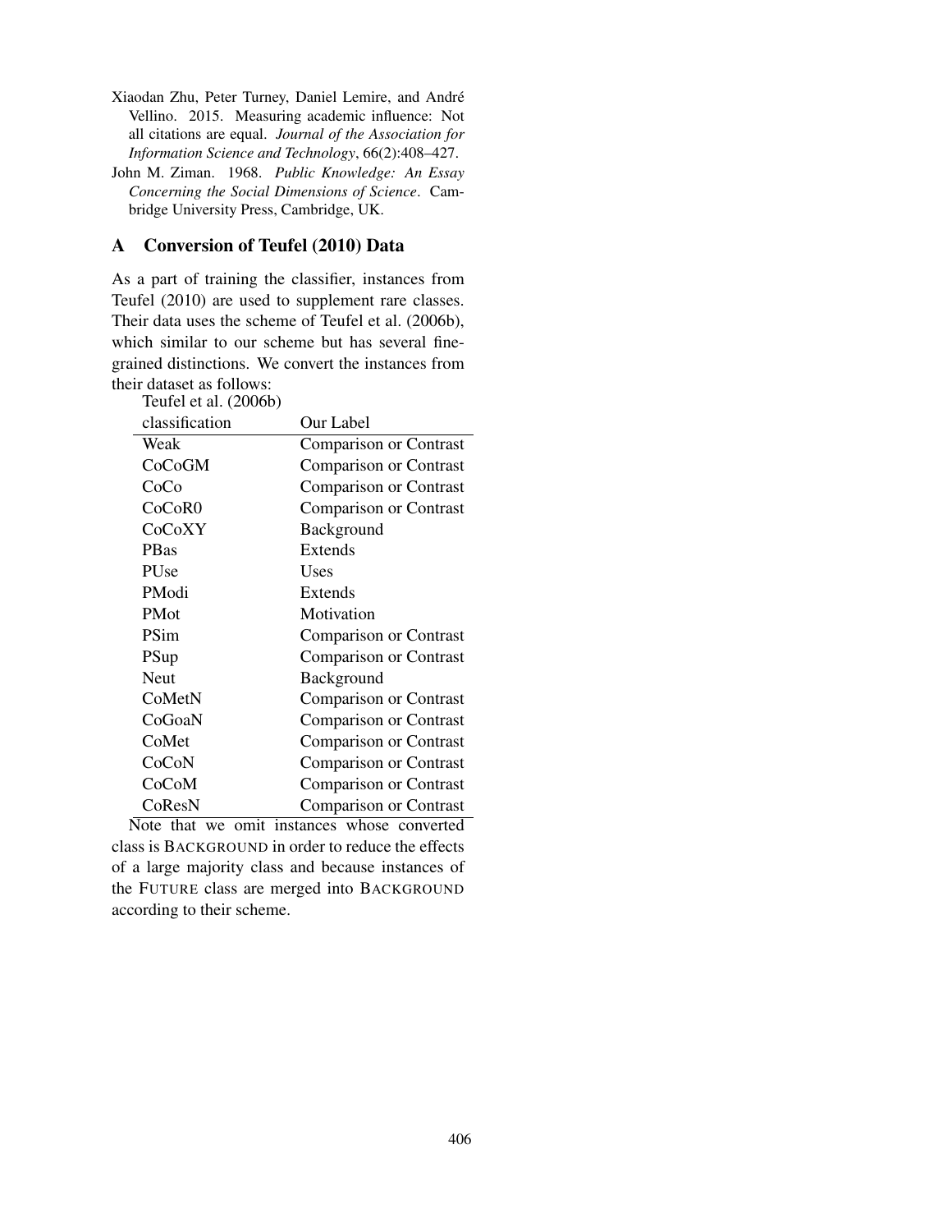Xiaodan Zhu, Peter Turney, Daniel Lemire, and André Vellino. 2015. Measuring academic influence: Not all citations are equal. *Journal of the Association for Information Science and Technology*, 66(2):408–427.

John M. Ziman. 1968. *Public Knowledge: An Essay Concerning the Social Dimensions of Science*. Cambridge University Press, Cambridge, UK.

## A Conversion of Teufel (2010) Data

As a part of training the classifier, instances from Teufel (2010) are used to supplement rare classes. Their data uses the scheme of Teufel et al. (2006b), which similar to our scheme but has several fine-grained distinctions. We convert the instances from their dataset as follows:

| Teufel et al. (2006b) classification | Our Label |
|---|---|
| Weak | Comparison or Contrast |
| CoCoGM | Comparison or Contrast |
| CoCo | Comparison or Contrast |
| CoCoR0 | Comparison or Contrast |
| CoCoXY | Background |
| PBas | Extends |
| PUse | Uses |
| PModi | Extends |
| PMot | Motivation |
| PSim | Comparison or Contrast |
| PSup | Comparison or Contrast |
| Neut | Background |
| CoMetN | Comparison or Contrast |
| CoGoaN | Comparison or Contrast |
| CoMet | Comparison or Contrast |
| CoCoN | Comparison or Contrast |
| CoCoM | Comparison or Contrast |
| CoResN | Comparison or Contrast |

Note that we omit instances whose converted class is BACKGROUND in order to reduce the effects of a large majority class and because instances of the FUTURE class are merged into BACKGROUND according to their scheme.